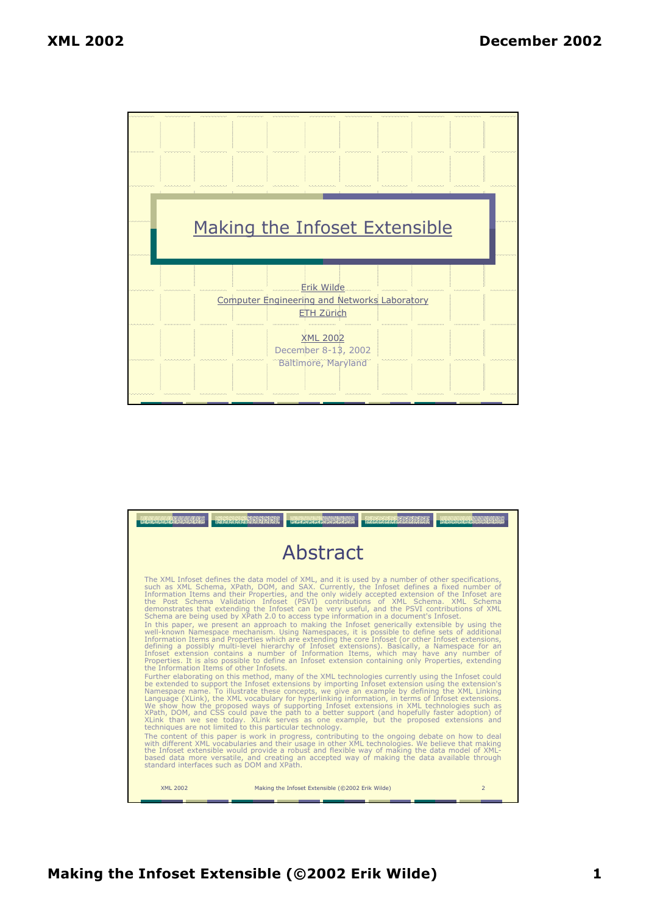# Making the Infoset Extensible

Erik Wilde
Computer Engineering and Networks Laboratory
ETH Zürich

XML 2002
December 8-13, 2002
Baltimore, Maryland

## Abstract

The XML Infoset defines the data model of XML, and it is used by a number of other specifications, such as XML Schema, XPath, DOM, and SAX. Currently, the Infoset defines a fixed number of Information Items and their Properties, and the only widely accepted extension of the Infoset are the Post Schema Validation Infoset (PSVI) contributions of XML Schema. XML Schema demonstrates that extending the Infoset can be very useful, and the PSVI contributions of XML Schema are being used by XPath 2.0 to access type information in a document's Infoset.

In this paper, we present an approach to making the Infoset generically extensible by using the well-known Namespace mechanism. Using Namespaces, it is possible to define sets of additional Information Items and Properties which are extending the core Infoset (or other Infoset extensions, defining a possibly multi-level hierarchy of Infoset extensions). Basically, a Namespace for an Infoset extension contains a number of Information Items, which may have any number of Properties. It is also possible to define an Infoset extension containing only Properties, extending the Information Items of other Infosets.

Further elaborating on this method, many of the XML technologies currently using the Infoset could be extended to support the Infoset extensions by importing Infoset extension using the extension's Namespace name. To illustrate these concepts, we give an example by defining the XML Linking Language (XLink), the XML vocabulary for hyperlinking information, in terms of Infoset extensions. We show how the proposed ways of supporting Infoset extensions in XML technologies such as XPath, DOM, and CSS could pave the path to a better support (and hopefully faster adoption) of XLink than we see today. XLink serves as one example, but the proposed extensions and techniques are not limited to this particular technology.

The content of this paper is work in progress, contributing to the ongoing debate on how to deal with different XML vocabularies and their usage in other XML technologies. We believe that making the Infoset extensible would provide a robust and flexible way of making the data model of XML-based data more versatile, and creating an accepted way of making the data available through standard interfaces such as DOM and XPath.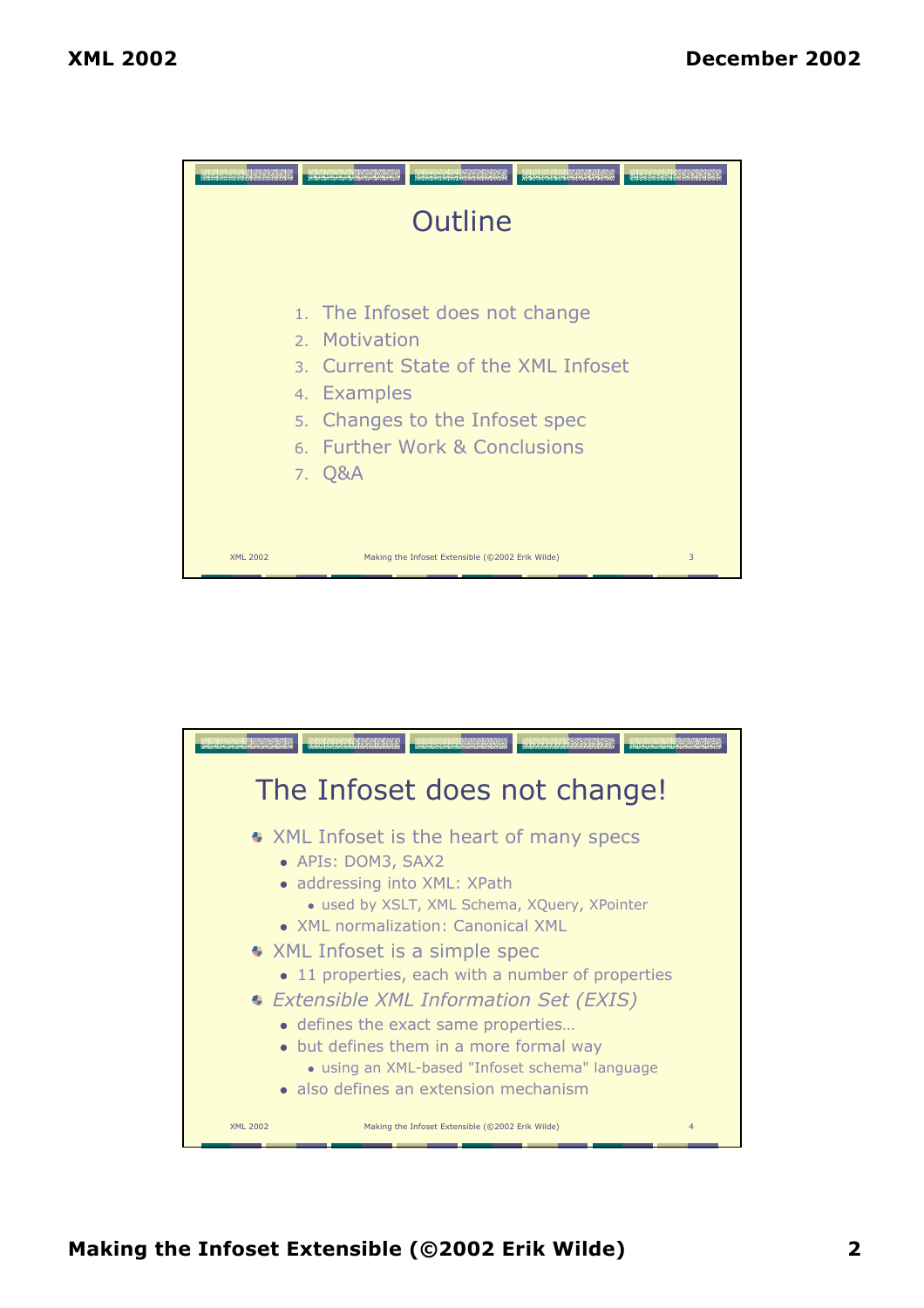## Outline

1. The Infoset does not change
2. Motivation
3. Current State of the XML Infoset
4. Examples
5. Changes to the Infoset spec
6. Further Work & Conclusions
7. Q&A

## The Infoset does not change!

- XML Infoset is the heart of many specs
  - APIs: DOM3, SAX2
  - addressing into XML: XPath
    - used by XSLT, XML Schema, XQuery, XPointer
  - XML normalization: Canonical XML
- XML Infoset is a simple spec
  - 11 properties, each with a number of properties
- *Extensible XML Information Set (EXIS)*
  - defines the exact same properties…
  - but defines them in a more formal way
    - using an XML-based "Infoset schema" language
  - also defines an extension mechanism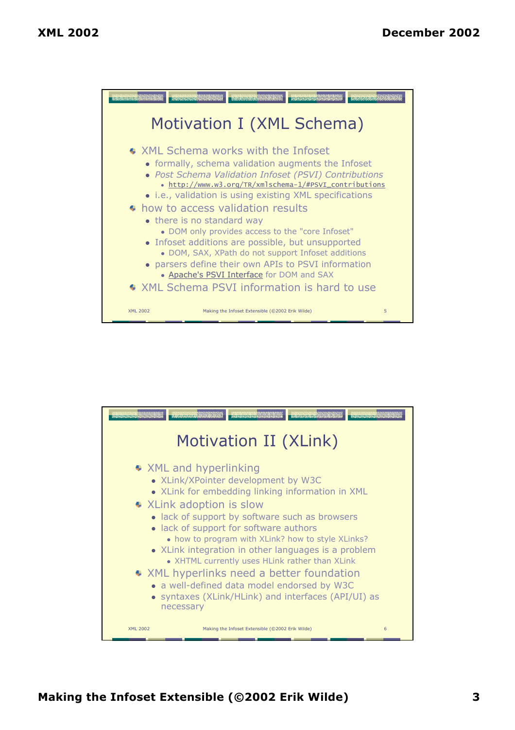## Motivation I (XML Schema)

- XML Schema works with the Infoset
  - formally, schema validation augments the Infoset
  - *Post Schema Validation Infoset (PSVI) Contributions*
    - http://www.w3.org/TR/xmlschema-1/#PSVI_contributions
  - i.e., validation is using existing XML specifications
- how to access validation results
  - there is no standard way
    - DOM only provides access to the "core Infoset"
  - Infoset additions are possible, but unsupported
    - DOM, SAX, XPath do not support Infoset additions
  - parsers define their own APIs to PSVI information
    - Apache's PSVI Interface for DOM and SAX
- XML Schema PSVI information is hard to use

## Motivation II (XLink)

- XML and hyperlinking
  - XLink/XPointer development by W3C
  - XLink for embedding linking information in XML
- XLink adoption is slow
  - lack of support by software such as browsers
  - lack of support for software authors
    - how to program with XLink? how to style XLinks?
  - XLink integration in other languages is a problem
    - XHTML currently uses HLink rather than XLink
- XML hyperlinks need a better foundation
  - a well-defined data model endorsed by W3C
  - syntaxes (XLink/HLink) and interfaces (API/UI) as necessary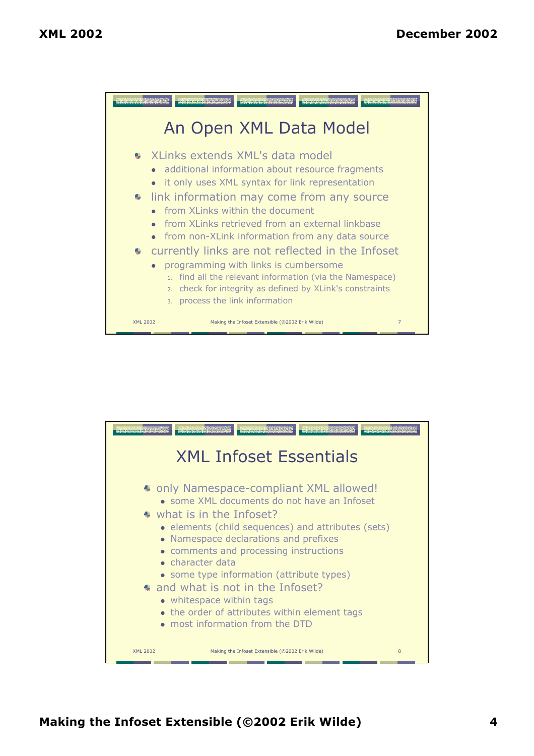## An Open XML Data Model

- XLinks extends XML's data model
  - additional information about resource fragments
  - it only uses XML syntax for link representation
- link information may come from any source
  - from XLinks within the document
  - from XLinks retrieved from an external linkbase
  - from non-XLink information from any data source
- currently links are not reflected in the Infoset
  - programming with links is cumbersome
    1. find all the relevant information (via the Namespace)
    2. check for integrity as defined by XLink's constraints
    3. process the link information

## XML Infoset Essentials

- only Namespace-compliant XML allowed!
  - some XML documents do not have an Infoset
- what is in the Infoset?
  - elements (child sequences) and attributes (sets)
  - Namespace declarations and prefixes
  - comments and processing instructions
  - character data
  - some type information (attribute types)
- and what is not in the Infoset?
  - whitespace within tags
  - the order of attributes within element tags
  - most information from the DTD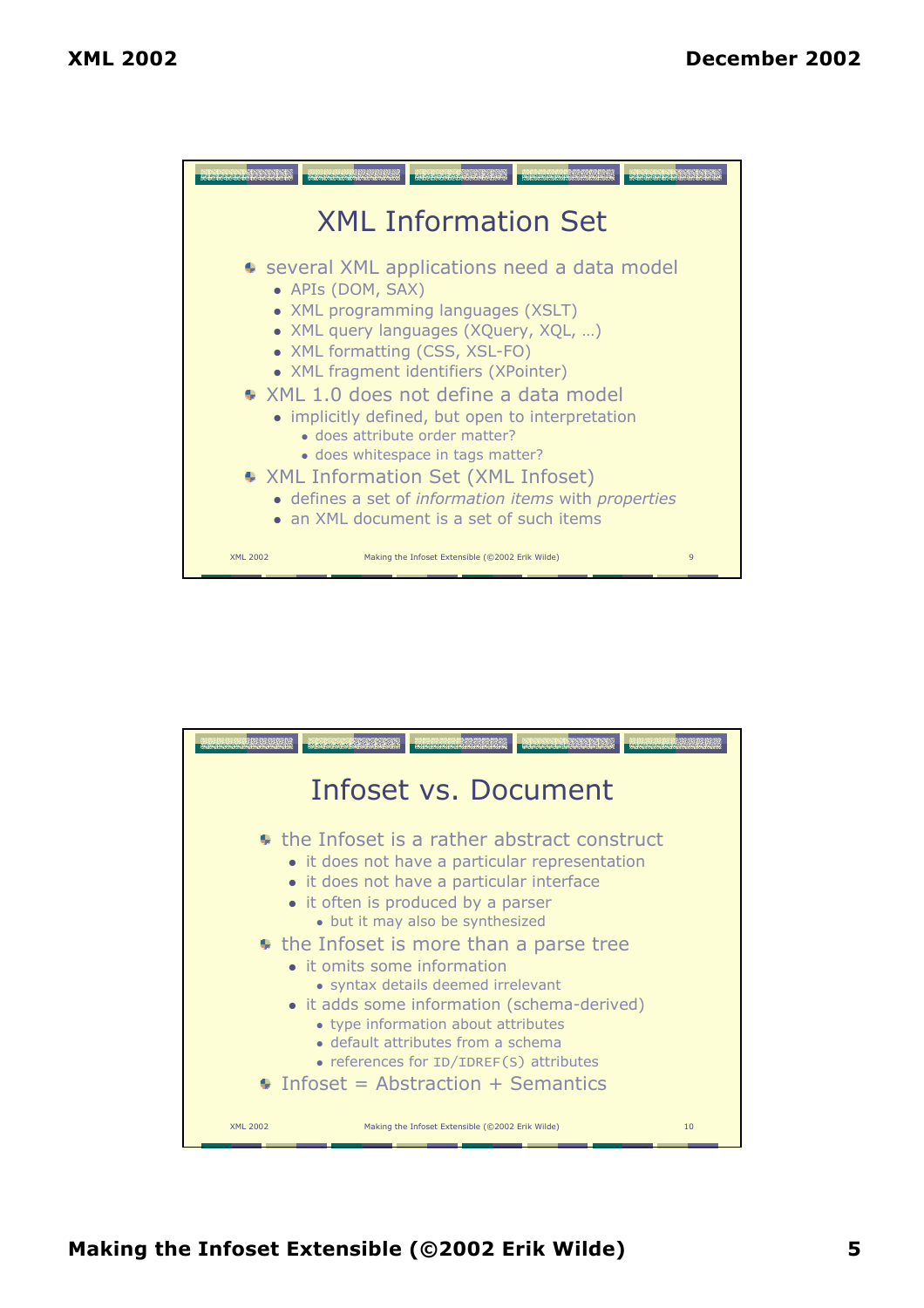# XML Information Set

- several XML applications need a data model
  - APIs (DOM, SAX)
  - XML programming languages (XSLT)
  - XML query languages (XQuery, XQL, …)
  - XML formatting (CSS, XSL-FO)
  - XML fragment identifiers (XPointer)
- XML 1.0 does not define a data model
  - implicitly defined, but open to interpretation
    - does attribute order matter?
    - does whitespace in tags matter?
- XML Information Set (XML Infoset)
  - defines a set of *information items* with *properties*
  - an XML document is a set of such items

# Infoset vs. Document

- the Infoset is a rather abstract construct
  - it does not have a particular representation
  - it does not have a particular interface
  - it often is produced by a parser
    - but it may also be synthesized
- the Infoset is more than a parse tree
  - it omits some information
    - syntax details deemed irrelevant
  - it adds some information (schema-derived)
    - type information about attributes
    - default attributes from a schema
    - references for `ID`/`IDREF(S)` attributes
- Infoset = Abstraction + Semantics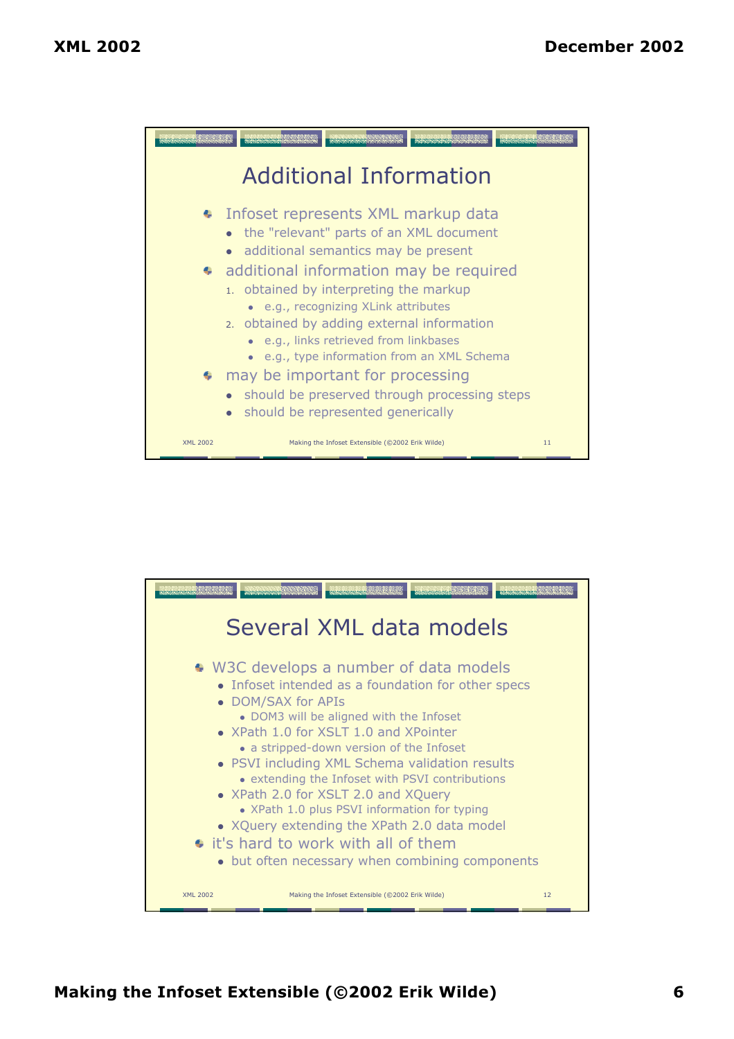## Additional Information

- Infoset represents XML markup data
  - the "relevant" parts of an XML document
  - additional semantics may be present
- additional information may be required
  1. obtained by interpreting the markup
     - e.g., recognizing XLink attributes
  2. obtained by adding external information
     - e.g., links retrieved from linkbases
     - e.g., type information from an XML Schema
- may be important for processing
  - should be preserved through processing steps
  - should be represented generically

## Several XML data models

- W3C develops a number of data models
  - Infoset intended as a foundation for other specs
  - DOM/SAX for APIs
    - DOM3 will be aligned with the Infoset
  - XPath 1.0 for XSLT 1.0 and XPointer
    - a stripped-down version of the Infoset
  - PSVI including XML Schema validation results
    - extending the Infoset with PSVI contributions
  - XPath 2.0 for XSLT 2.0 and XQuery
    - XPath 1.0 plus PSVI information for typing
  - XQuery extending the XPath 2.0 data model
- it's hard to work with all of them
  - but often necessary when combining components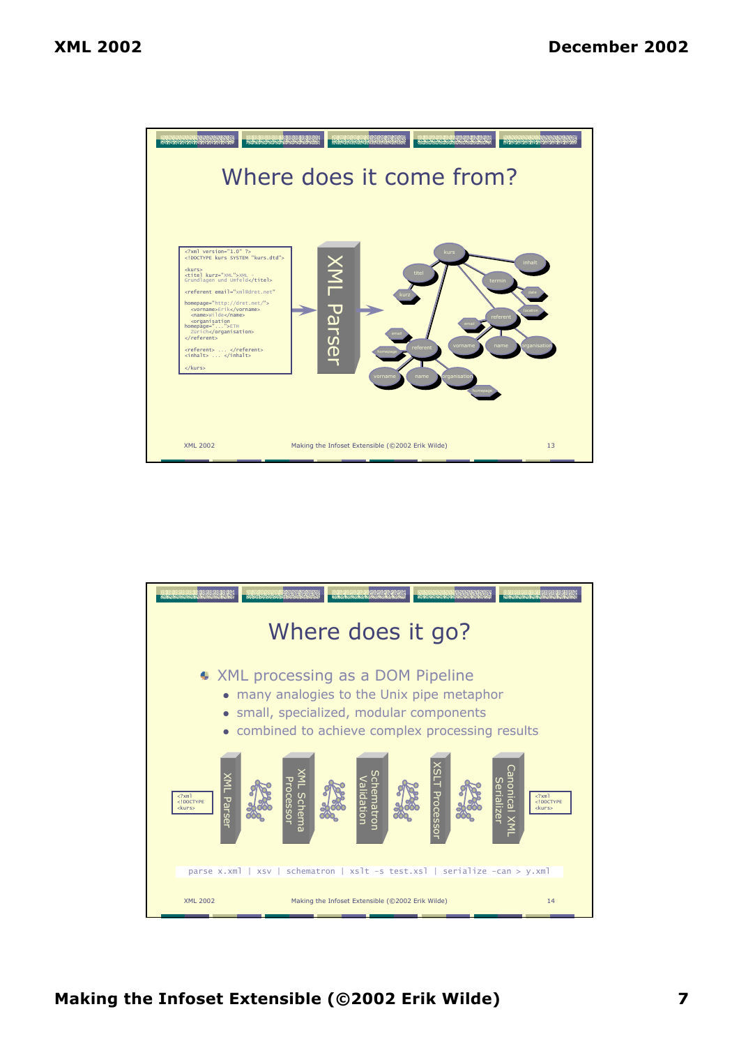## Where does it come from?

```
<?xml version="1.0" ?>
<!DOCTYPE kurs SYSTEM "kurs.dtd">

<kurs>
<titel kurz="XML">XML -
Grundlagen und Umfeld</titel>

<referent email="xml@dret.net"

homepage="http://dret.net/">
  <vorname>Erik</vorname>
  <name>Wilde</name>
  <organisation
homepage="...">ETH
  Zürich</organisation>
</referent>

<referent> ... </referent>
<inhalt> ... </inhalt>

</kurs>
```

XML Parser

kurs, titel, kurz, inhalt, termin, date, location, referent, email, homepage, vorname, name, organisation

## Where does it go?

- XML processing as a DOM Pipeline
  - many analogies to the Unix pipe metaphor
  - small, specialized, modular components
  - combined to achieve complex processing results

`<?xml <!DOCTYPE <kurs>` → XML Parser → XML Schema Processor → Schematron Validation → XSLT Processor → Canonical XML Serializer → `<?xml <!DOCTYPE <kurs>`

```
parse x.xml | xsv | schematron | xslt -s test.xsl | serialize -can > y.xml
```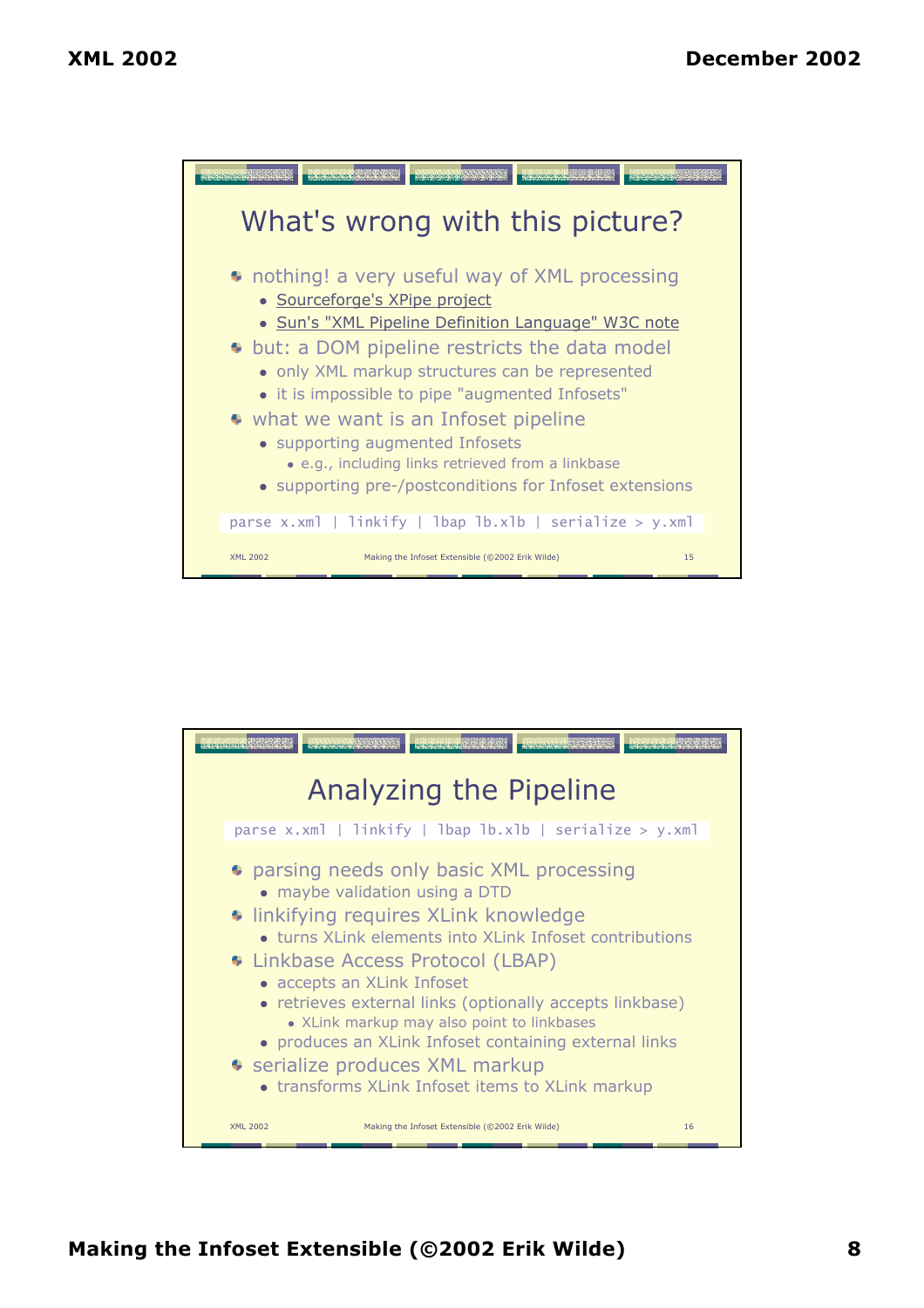## What's wrong with this picture?

- nothing! a very useful way of XML processing
  - Sourceforge's XPipe project
  - Sun's "XML Pipeline Definition Language" W3C note
- but: a DOM pipeline restricts the data model
  - only XML markup structures can be represented
  - it is impossible to pipe "augmented Infosets"
- what we want is an Infoset pipeline
  - supporting augmented Infosets
    - e.g., including links retrieved from a linkbase
  - supporting pre-/postconditions for Infoset extensions

```
parse x.xml | linkify | lbap lb.xlb | serialize > y.xml
```

## Analyzing the Pipeline

```
parse x.xml | linkify | lbap lb.xlb | serialize > y.xml
```

- parsing needs only basic XML processing
  - maybe validation using a DTD
- linkifying requires XLink knowledge
  - turns XLink elements into XLink Infoset contributions
- Linkbase Access Protocol (LBAP)
  - accepts an XLink Infoset
  - retrieves external links (optionally accepts linkbase)
    - XLink markup may also point to linkbases
  - produces an XLink Infoset containing external links
- serialize produces XML markup
  - transforms XLink Infoset items to XLink markup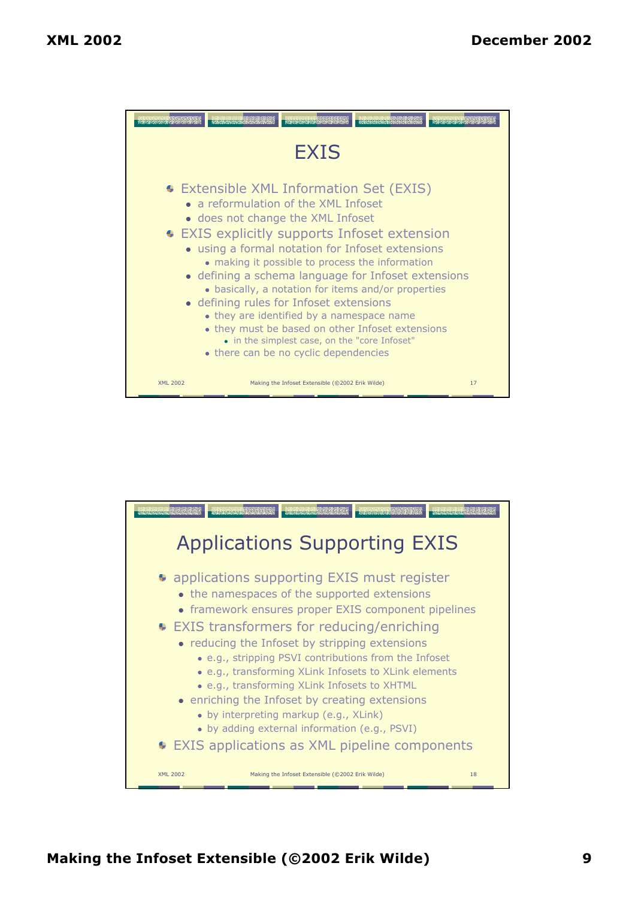## EXIS

- Extensible XML Information Set (EXIS)
  - a reformulation of the XML Infoset
  - does not change the XML Infoset
- EXIS explicitly supports Infoset extension
  - using a formal notation for Infoset extensions
    - making it possible to process the information
  - defining a schema language for Infoset extensions
    - basically, a notation for items and/or properties
  - defining rules for Infoset extensions
    - they are identified by a namespace name
    - they must be based on other Infoset extensions
      - in the simplest case, on the "core Infoset"
    - there can be no cyclic dependencies

## Applications Supporting EXIS

- applications supporting EXIS must register
  - the namespaces of the supported extensions
  - framework ensures proper EXIS component pipelines
- EXIS transformers for reducing/enriching
  - reducing the Infoset by stripping extensions
    - e.g., stripping PSVI contributions from the Infoset
    - e.g., transforming XLink Infosets to XLink elements
    - e.g., transforming XLink Infosets to XHTML
  - enriching the Infoset by creating extensions
    - by interpreting markup (e.g., XLink)
    - by adding external information (e.g., PSVI)
- EXIS applications as XML pipeline components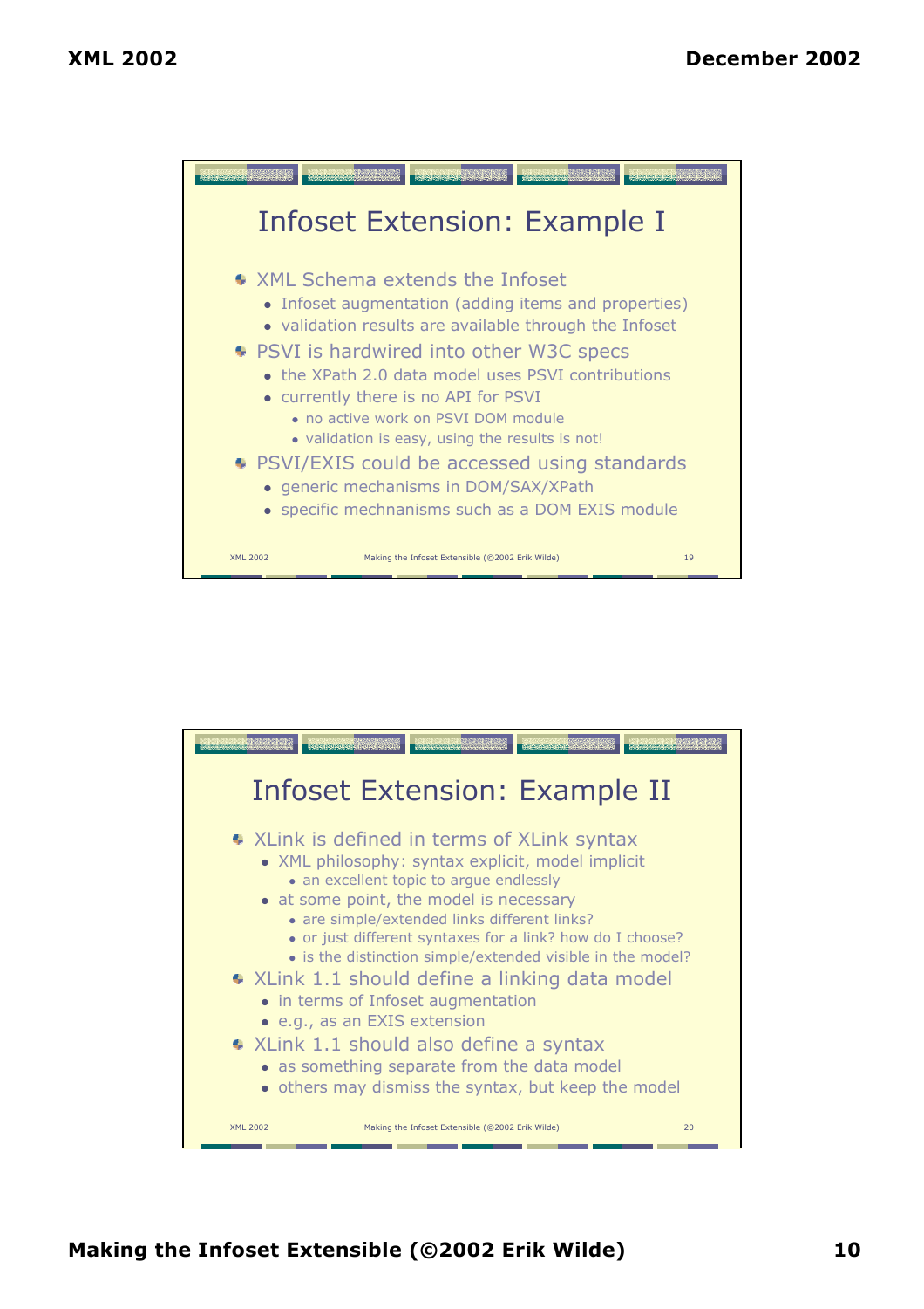## Infoset Extension: Example I

- XML Schema extends the Infoset
  - Infoset augmentation (adding items and properties)
  - validation results are available through the Infoset
- PSVI is hardwired into other W3C specs
  - the XPath 2.0 data model uses PSVI contributions
  - currently there is no API for PSVI
    - no active work on PSVI DOM module
    - validation is easy, using the results is not!
- PSVI/EXIS could be accessed using standards
  - generic mechanisms in DOM/SAX/XPath
  - specific mechnanisms such as a DOM EXIS module

## Infoset Extension: Example II

- XLink is defined in terms of XLink syntax
  - XML philosophy: syntax explicit, model implicit
    - an excellent topic to argue endlessly
  - at some point, the model is necessary
    - are simple/extended links different links?
    - or just different syntaxes for a link? how do I choose?
    - is the distinction simple/extended visible in the model?
- XLink 1.1 should define a linking data model
  - in terms of Infoset augmentation
  - e.g., as an EXIS extension
- XLink 1.1 should also define a syntax
  - as something separate from the data model
  - others may dismiss the syntax, but keep the model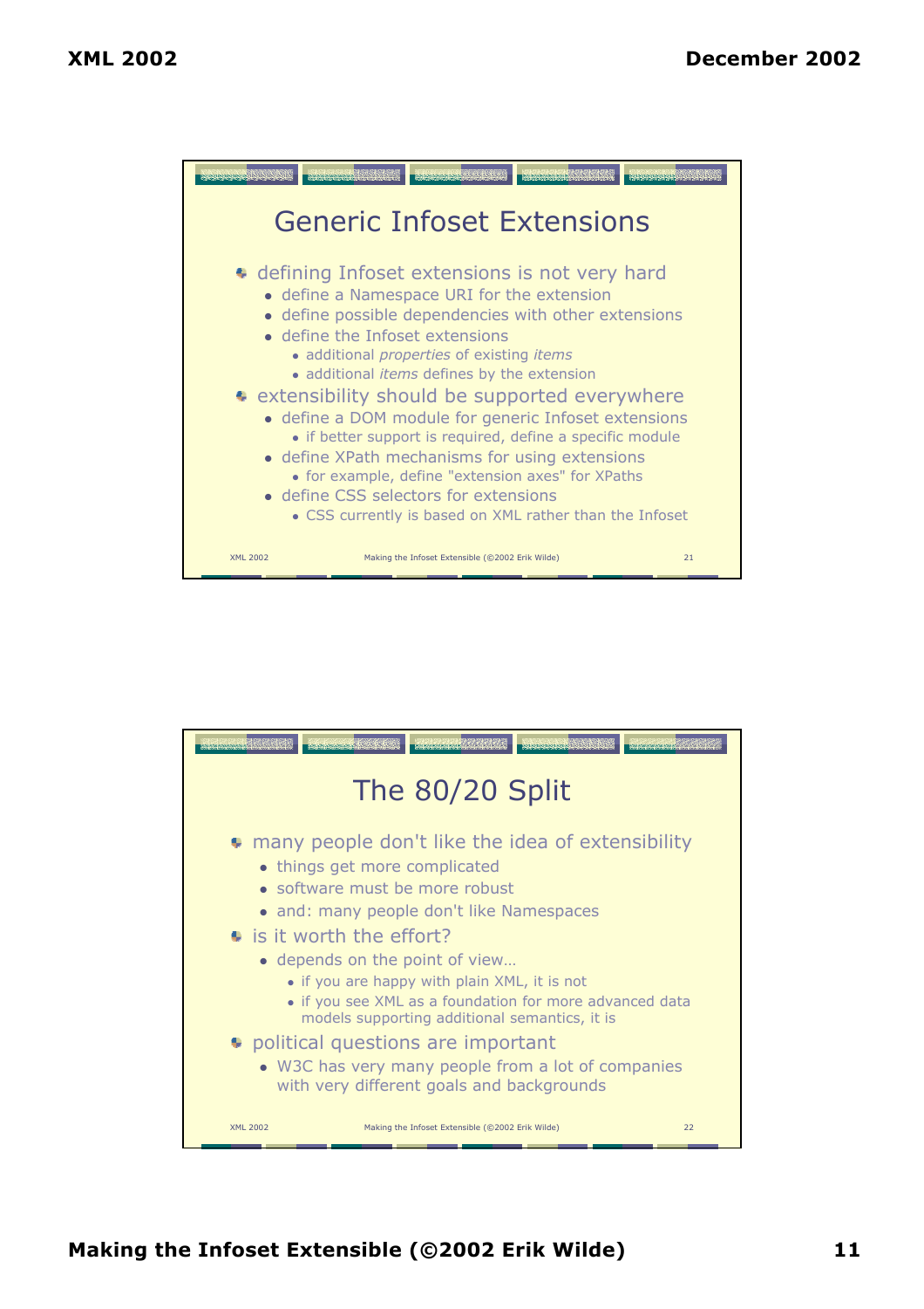## Generic Infoset Extensions

- defining Infoset extensions is not very hard
  - define a Namespace URI for the extension
  - define possible dependencies with other extensions
  - define the Infoset extensions
    - additional *properties* of existing *items*
    - additional *items* defines by the extension
- extensibility should be supported everywhere
  - define a DOM module for generic Infoset extensions
    - if better support is required, define a specific module
  - define XPath mechanisms for using extensions
    - for example, define "extension axes" for XPaths
  - define CSS selectors for extensions
    - CSS currently is based on XML rather than the Infoset

## The 80/20 Split

- many people don't like the idea of extensibility
  - things get more complicated
  - software must be more robust
  - and: many people don't like Namespaces
- is it worth the effort?
  - depends on the point of view…
    - if you are happy with plain XML, it is not
    - if you see XML as a foundation for more advanced data models supporting additional semantics, it is
- political questions are important
  - W3C has very many people from a lot of companies with very different goals and backgrounds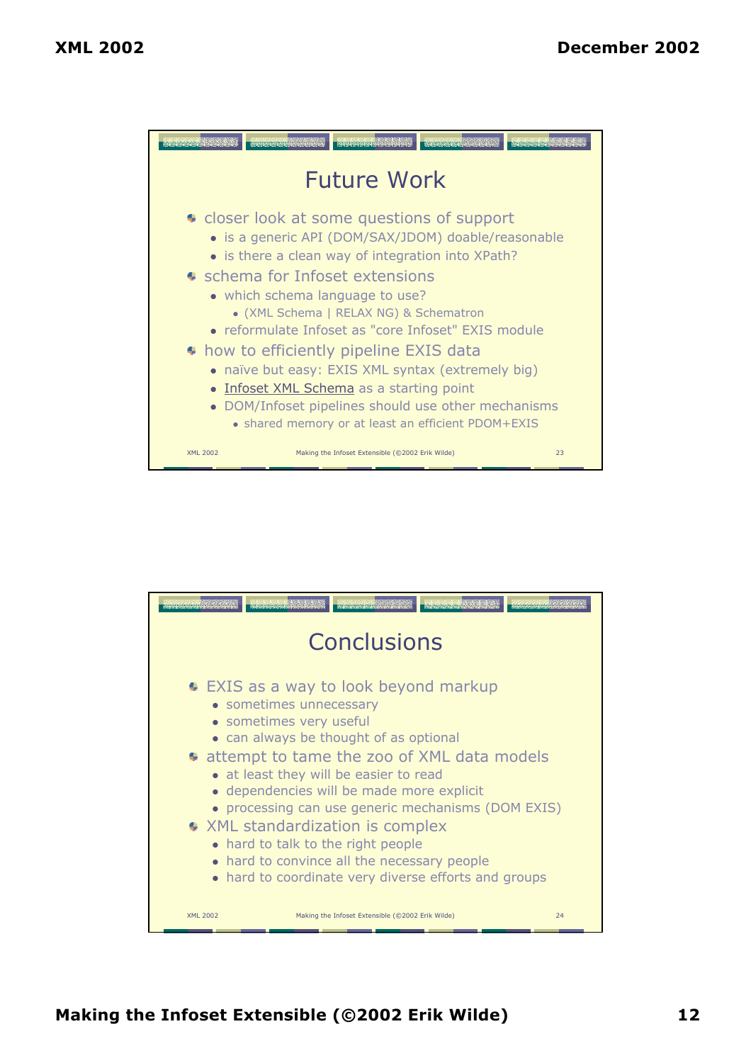## Future Work

- closer look at some questions of support
  - is a generic API (DOM/SAX/JDOM) doable/reasonable
  - is there a clean way of integration into XPath?
- schema for Infoset extensions
  - which schema language to use?
    - (XML Schema | RELAX NG) & Schematron
  - reformulate Infoset as "core Infoset" EXIS module
- how to efficiently pipeline EXIS data
  - naïve but easy: EXIS XML syntax (extremely big)
  - Infoset XML Schema as a starting point
  - DOM/Infoset pipelines should use other mechanisms
    - shared memory or at least an efficient PDOM+EXIS

## Conclusions

- EXIS as a way to look beyond markup
  - sometimes unnecessary
  - sometimes very useful
  - can always be thought of as optional
- attempt to tame the zoo of XML data models
  - at least they will be easier to read
  - dependencies will be made more explicit
  - processing can use generic mechanisms (DOM EXIS)
- XML standardization is complex
  - hard to talk to the right people
  - hard to convince all the necessary people
  - hard to coordinate very diverse efforts and groups